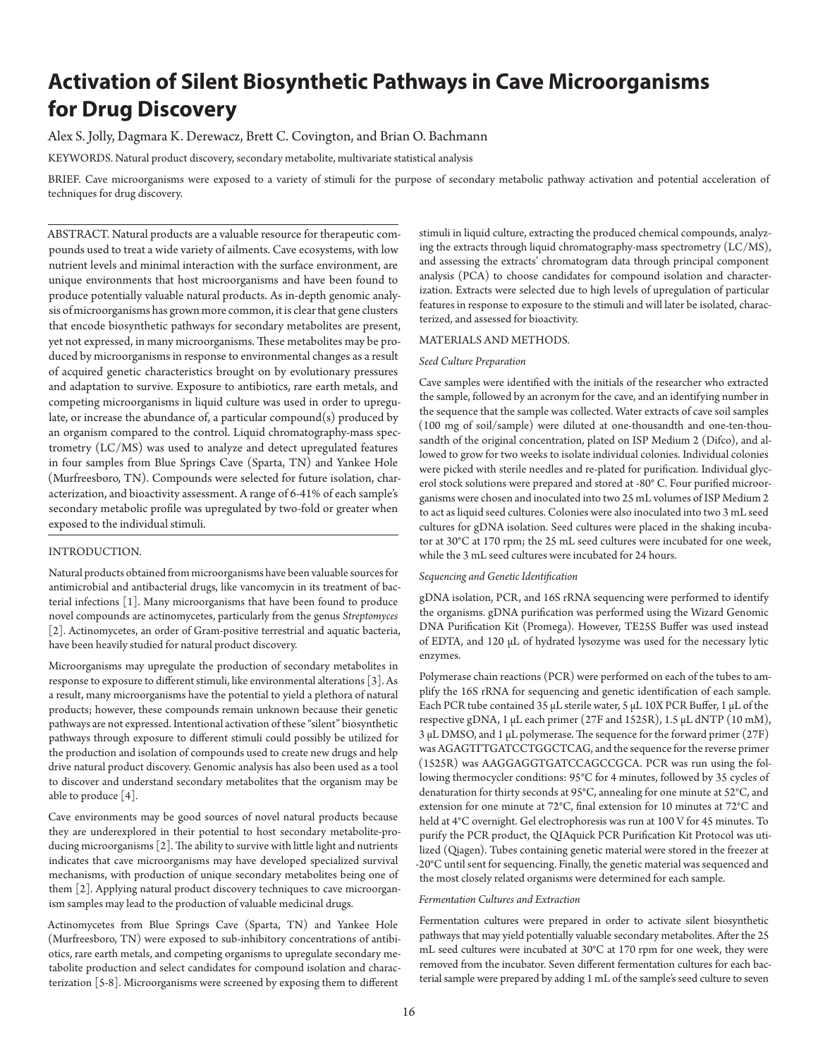# Activation of Silent Biosynthetic Pathways in Cave Microorganisms for Drug Discovery

Alex S. Jolly, Dagmara K. Derewacz, Brett C. Covington, and Brian O. Bachmann

KEYWORDS. Natural product discovery, secondary metabolite, multivariate statistical analysis

BRIEF. Cave microorganisms were exposed to a variety of stimuli for the purpose of secondary metabolic pathway activation and potential acceleration of techniques for drug discovery.

ABSTRACT. Natural products are a valuable resource for therapeutic compounds used to treat a wide variety of ailments. Cave ecosystems, with low nutrient levels and minimal interaction with the surface environment, are unique environments that host microorganisms and have been found to produce potentially valuable natural products. As in-depth genomic analysis of microorganisms has grown more common, it is clear that gene clusters that encode biosynthetic pathways for secondary metabolites are present, yet not expressed, in many microorganisms. These metabolites may be produced by microorganisms in response to environmental changes as a result of acquired genetic characteristics brought on by evolutionary pressures and adaptation to survive. Exposure to antibiotics, rare earth metals, and competing microorganisms in liquid culture was used in order to upregulate, or increase the abundance of, a particular compound(s) produced by an organism compared to the control. Liquid chromatography-mass spectrometry (LC/MS) was used to analyze and detect upregulated features in four samples from Blue Springs Cave (Sparta, TN) and Yankee Hole (Murfreesboro, TN). Compounds were selected for future isolation, characterization, and bioactivity assessment. A range of 6-41% of each sample's secondary metabolic profile was upregulated by two-fold or greater when exposed to the individual stimuli.

## INTRODUCTION.

Natural products obtained from microorganisms have been valuable sources for antimicrobial and antibacterial drugs, like vancomycin in its treatment of bacterial infections [1]. Many microorganisms that have been found to produce novel compounds are actinomycetes, particularly from the genus *Streptomyces* [2]. Actinomycetes, an order of Gram-positive terrestrial and aquatic bacteria, have been heavily studied for natural product discovery.

Microorganisms may upregulate the production of secondary metabolites in response to exposure to different stimuli, like environmental alterations [3]. As a result, many microorganisms have the potential to yield a plethora of natural products; however, these compounds remain unknown because their genetic pathways are not expressed. Intentional activation of these "silent" biosynthetic pathways through exposure to different stimuli could possibly be utilized for the production and isolation of compounds used to create new drugs and help drive natural product discovery. Genomic analysis has also been used as a tool to discover and understand secondary metabolites that the organism may be able to produce [4].

Cave environments may be good sources of novel natural products because they are underexplored in their potential to host secondary metabolite-producing microorganisms [2]. The ability to survive with little light and nutrients indicates that cave microorganisms may have developed specialized survival mechanisms, with production of unique secondary metabolites being one of them [2]. Applying natural product discovery techniques to cave microorganism samples may lead to the production of valuable medicinal drugs.

Actinomycetes from Blue Springs Cave (Sparta, TN) and Yankee Hole (Murfreesboro, TN) were exposed to sub-inhibitory concentrations of antibiotics, rare earth metals, and competing organisms to upregulate secondary metabolite production and select candidates for compound isolation and characterization [5-8]. Microorganisms were screened by exposing them to different stimuli in liquid culture, extracting the produced chemical compounds, analyzing the extracts through liquid chromatography-mass spectrometry (LC/MS), and assessing the extracts' chromatogram data through principal component analysis (PCA) to choose candidates for compound isolation and characterization. Extracts were selected due to high levels of upregulation of particular features in response to exposure to the stimuli and will later be isolated, characterized, and assessed for bioactivity.

## MATERIALS AND METHODS.

### *Seed Culture Preparation*

Cave samples were identified with the initials of the researcher who extracted the sample, followed by an acronym for the cave, and an identifying number in the sequence that the sample was collected. Water extracts of cave soil samples (100 mg of soil/sample) were diluted at one-thousandth and one-ten-thousandth of the original concentration, plated on ISP Medium 2 (Difco), and allowed to grow for two weeks to isolate individual colonies. Individual colonies were picked with sterile needles and re-plated for purification. Individual glycerol stock solutions were prepared and stored at -80° C. Four purified microorganisms were chosen and inoculated into two 25 mL volumes of ISP Medium 2 to act as liquid seed cultures. Colonies were also inoculated into two 3 mL seed cultures for gDNA isolation. Seed cultures were placed in the shaking incubator at 30°C at 170 rpm; the 25 mL seed cultures were incubated for one week, while the 3 mL seed cultures were incubated for 24 hours.

### *Sequencing and Genetic Identification*

gDNA isolation, PCR, and 16S rRNA sequencing were performed to identify the organisms. gDNA purification was performed using the Wizard Genomic DNA Purification Kit (Promega). However, TE25S Buffer was used instead of EDTA, and 120 μL of hydrated lysozyme was used for the necessary lytic enzymes.

Polymerase chain reactions (PCR) were performed on each of the tubes to amplify the 16S rRNA for sequencing and genetic identification of each sample. Each PCR tube contained 35 μL sterile water, 5 μL 10X PCR Buffer, 1 μL of the respective gDNA, 1 μL each primer (27F and 1525R), 1.5 μL dNTP (10 mM), 3 μL DMSO, and 1 μL polymerase. The sequence for the forward primer (27F) was AGAGTTTGATCCTGGCTCAG, and the sequence for the reverse primer (1525R) was AAGGAGGTGATCCAGCCGCA. PCR was run using the following thermocycler conditions: 95°C for 4 minutes, followed by 35 cycles of denaturation for thirty seconds at 95°C, annealing for one minute at 52°C, and extension for one minute at 72°C, final extension for 10 minutes at 72°C and held at 4°C overnight. Gel electrophoresis was run at 100 V for 45 minutes. To purify the PCR product, the QIAquick PCR Purification Kit Protocol was utilized (Qiagen). Tubes containing genetic material were stored in the freezer at -20°C until sent for sequencing. Finally, the genetic material was sequenced and the most closely related organisms were determined for each sample.

### *Fermentation Cultures and Extraction*

Fermentation cultures were prepared in order to activate silent biosynthetic pathways that may yield potentially valuable secondary metabolites. After the 25 mL seed cultures were incubated at 30°C at 170 rpm for one week, they were removed from the incubator. Seven different fermentation cultures for each bacterial sample were prepared by adding 1 mL of the sample's seed culture to seven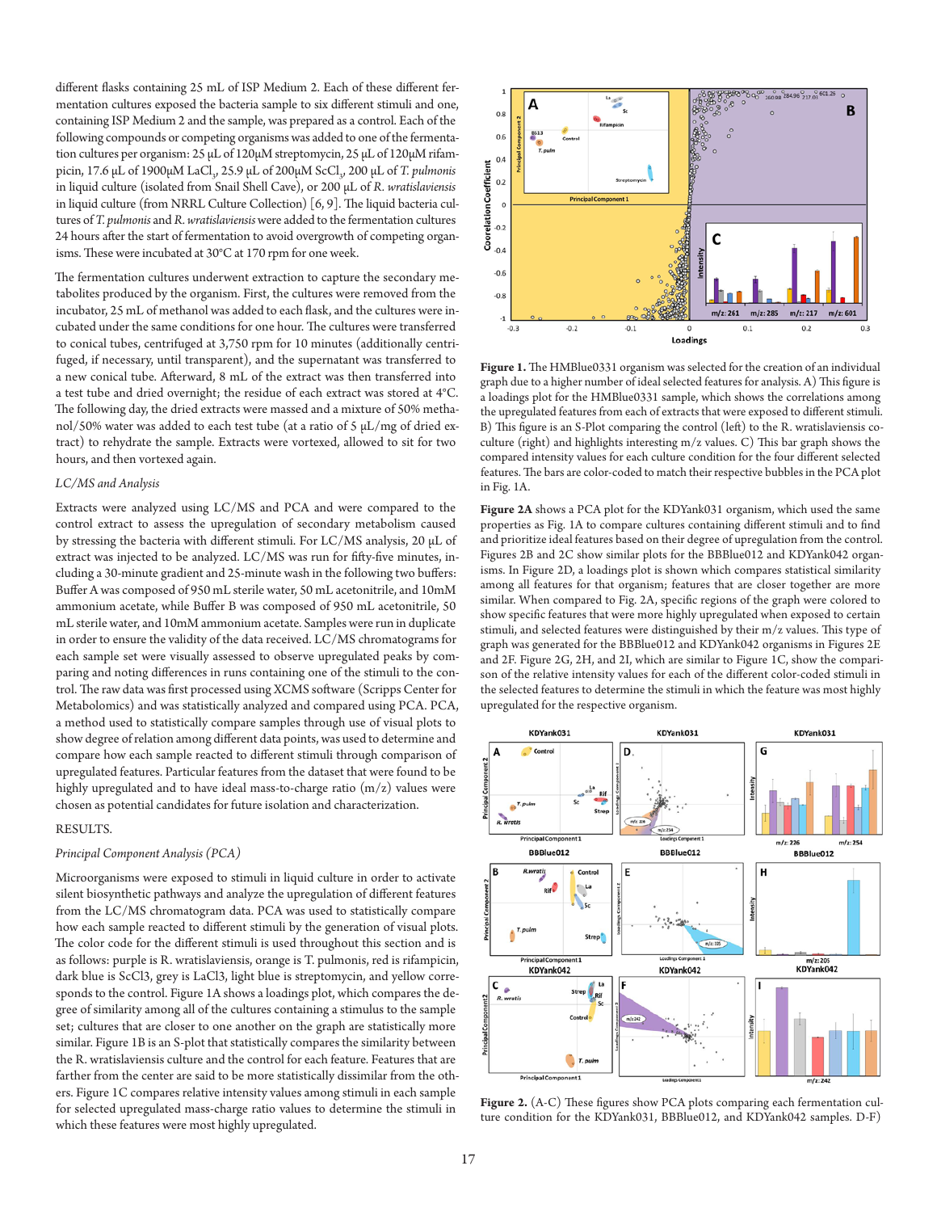different flasks containing 25 mL of ISP Medium 2. Each of these different fermentation cultures exposed the bacteria sample to six different stimuli and one, containing ISP Medium 2 and the sample, was prepared as a control. Each of the following compounds or competing organisms was added to one of the fermentation cultures per organism: 25 µL of 120µM streptomycin, 25 µL of 120µM rifampicin, 17.6 µL of 1900µM $LaCl_3$, 25.9 µL of 200µM $ScCl_3$, 200 µL of *T. pulmonis* in liquid culture (isolated from Snail Shell Cave), or 200 µL of *R. wratislaviensis* in liquid culture (from NRRL Culture Collection) [6, 9]. The liquid bacteria cultures of *T. pulmonis* and *R. wratislaviensis* were added to the fermentation cultures 24 hours after the start of fermentation to avoid overgrowth of competing organisms. These were incubated at 30°C at 170 rpm for one week.

The fermentation cultures underwent extraction to capture the secondary metabolites produced by the organism. First, the cultures were removed from the incubator, 25 mL of methanol was added to each flask, and the cultures were incubated under the same conditions for one hour. The cultures were transferred to conical tubes, centrifuged at 3,750 rpm for 10 minutes (additionally centrifuged, if necessary, until transparent), and the supernatant was transferred to a new conical tube. Afterward, 8 mL of the extract was then transferred into a test tube and dried overnight; the residue of each extract was stored at 4°C. The following day, the dried extracts were massed and a mixture of 50% methanol/50% water was added to each test tube (at a ratio of 5 µL/mg of dried extract) to rehydrate the sample. Extracts were vortexed, allowed to sit for two hours, and then vortexed again.

*LC/MS and Analysis*

Extracts were analyzed using LC/MS and PCA and were compared to the control extract to assess the upregulation of secondary metabolism caused by stressing the bacteria with different stimuli. For LC/MS analysis, 20 µL of extract was injected to be analyzed. LC/MS was run for fifty-five minutes, including a 30-minute gradient and 25-minute wash in the following two buffers: Buffer A was composed of 950 mL sterile water, 50 mL acetonitrile, and 10mM ammonium acetate, while Buffer B was composed of 950 mL acetonitrile, 50 mL sterile water, and 10mM ammonium acetate. Samples were run in duplicate in order to ensure the validity of the data received. LC/MS chromatograms for each sample set were visually assessed to observe upregulated peaks by comparing and noting differences in runs containing one of the stimuli to the control. The raw data was first processed using XCMS software (Scripps Center for Metabolomics) and was statistically analyzed and compared using PCA. PCA, a method used to statistically compare samples through use of visual plots to show degree of relation among different data points, was used to determine and compare how each sample reacted to different stimuli through comparison of upregulated features. Particular features from the dataset that were found to be highly upregulated and to have ideal mass-to-charge ratio (m/z) values were chosen as potential candidates for future isolation and characterization.

RESULTS.

*Principal Component Analysis (PCA)*

Microorganisms were exposed to stimuli in liquid culture in order to activate silent biosynthetic pathways and analyze the upregulation of different features from the LC/MS chromatogram data. PCA was used to statistically compare how each sample reacted to different stimuli by the generation of visual plots. The color code for the different stimuli is used throughout this section and is as follows: purple is R. wratislaviensis, orange is T. pulmonis, red is rifampicin, dark blue is ScCl3, grey is LaCl3, light blue is streptomycin, and yellow corresponds to the control. Figure 1A shows a loadings plot, which compares the degree of similarity among all of the cultures containing a stimulus to the sample set; cultures that are closer to one another on the graph are statistically more similar. Figure 1B is an S-plot that statistically compares the similarity between the R. wratislaviensis culture and the control for each feature. Features that are farther from the center are said to be more statistically dissimilar from the others. Figure 1C compares relative intensity values among stimuli in each sample for selected upregulated mass-charge ratio values to determine the stimuli in which these features were most highly upregulated.

**Figure 1.** The HMBlue0331 organism was selected for the creation of an individual graph due to a higher number of ideal selected features for analysis. A) This figure is a loadings plot for the HMBlue0331 sample, which shows the correlations among the upregulated features from each of extracts that were exposed to different stimuli. B) This figure is an S-Plot comparing the control (left) to the R. wratislaviensis co-culture (right) and highlights interesting m/z values. C) This bar graph shows the compared intensity values for each culture condition for the four different selected features. The bars are color-coded to match their respective bubbles in the PCA plot in Fig. 1A.

**Figure 2A** shows a PCA plot for the KDYank031 organism, which used the same properties as Fig. 1A to compare cultures containing different stimuli and to find and prioritize ideal features based on their degree of upregulation from the control. Figures 2B and 2C show similar plots for the BBBlue012 and KDYank042 organisms. In Figure 2D, a loadings plot is shown which compares statistical similarity among all features for that organism; features that are closer together are more similar. When compared to Fig. 2A, specific regions of the graph were colored to show specific features that were more highly upregulated when exposed to certain stimuli, and selected features were distinguished by their m/z values. This type of graph was generated for the BBBlue012 and KDYank042 organisms in Figures 2E and 2F. Figure 2G, 2H, and 2I, which are similar to Figure 1C, show the comparison of the relative intensity values for each of the different color-coded stimuli in the selected features to determine the stimuli in which the feature was most highly upregulated for the respective organism.

**Figure 2.** (A-C) These figures show PCA plots comparing each fermentation culture condition for the KDYank031, BBBlue012, and KDYank042 samples. D-F)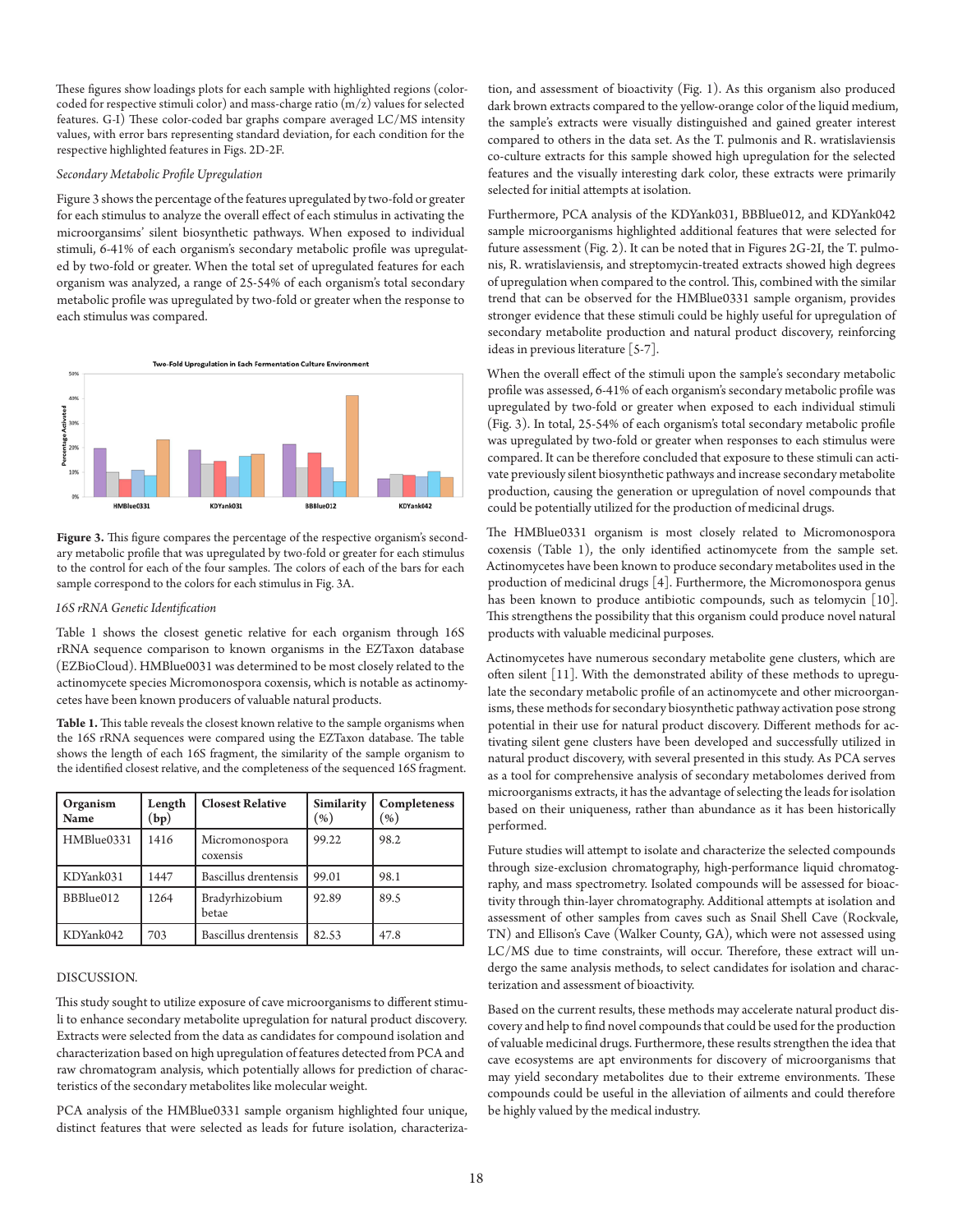These figures show loadings plots for each sample with highlighted regions (color-coded for respective stimuli color) and mass-charge ratio (m/z) values for selected features. G-I) These color-coded bar graphs compare averaged LC/MS intensity values, with error bars representing standard deviation, for each condition for the respective highlighted features in Figs. 2D-2F.

*Secondary Metabolic Profile Upregulation*

Figure 3 shows the percentage of the features upregulated by two-fold or greater for each stimulus to analyze the overall effect of each stimulus in activating the microorgansims' silent biosynthetic pathways. When exposed to individual stimuli, 6-41% of each organism's secondary metabolic profile was upregulated by two-fold or greater. When the total set of upregulated features for each organism was analyzed, a range of 25-54% of each organism's total secondary metabolic profile was upregulated by two-fold or greater when the response to each stimulus was compared.

**Figure 3.** This figure compares the percentage of the respective organism's secondary metabolic profile that was upregulated by two-fold or greater for each stimulus to the control for each of the four samples. The colors of each of the bars for each sample correspond to the colors for each stimulus in Fig. 3A.

*16S rRNA Genetic Identification*

Table 1 shows the closest genetic relative for each organism through 16S rRNA sequence comparison to known organisms in the EZTaxon database (EZBioCloud). HMBlue0031 was determined to be most closely related to the actinomycete species Micromonospora coxensis, which is notable as actinomycetes have been known producers of valuable natural products.

**Table 1.** This table reveals the closest known relative to the sample organisms when the 16S rRNA sequences were compared using the EZTaxon database. The table shows the length of each 16S fragment, the similarity of the sample organism to the identified closest relative, and the completeness of the sequenced 16S fragment.

| Organism Name | Length (bp) | Closest Relative | Similarity (%) | Completeness (%) |
|---|---|---|---|---|
| HMBlue0331 | 1416 | Micromonospora coxensis | 99.22 | 98.2 |
| KDYank031 | 1447 | Bascillus drentensis | 99.01 | 98.1 |
| BBBlue012 | 1264 | Bradyrhizobium betae | 92.89 | 89.5 |
| KDYank042 | 703 | Bascillus drentensis | 82.53 | 47.8 |

DISCUSSION.

This study sought to utilize exposure of cave microorganisms to different stimuli to enhance secondary metabolite upregulation for natural product discovery. Extracts were selected from the data as candidates for compound isolation and characterization based on high upregulation of features detected from PCA and raw chromatogram analysis, which potentially allows for prediction of characteristics of the secondary metabolites like molecular weight.

PCA analysis of the HMBlue0331 sample organism highlighted four unique, distinct features that were selected as leads for future isolation, characterization, and assessment of bioactivity (Fig. 1). As this organism also produced dark brown extracts compared to the yellow-orange color of the liquid medium, the sample's extracts were visually distinguished and gained greater interest compared to others in the data set. As the T. pulmonis and R. wratislaviensis co-culture extracts for this sample showed high upregulation for the selected features and the visually interesting dark color, these extracts were primarily selected for initial attempts at isolation.

Furthermore, PCA analysis of the KDYank031, BBBlue012, and KDYank042 sample microorganisms highlighted additional features that were selected for future assessment (Fig. 2). It can be noted that in Figures 2G-2I, the T. pulmonis, R. wratislaviensis, and streptomycin-treated extracts showed high degrees of upregulation when compared to the control. This, combined with the similar trend that can be observed for the HMBlue0331 sample organism, provides stronger evidence that these stimuli could be highly useful for upregulation of secondary metabolite production and natural product discovery, reinforcing ideas in previous literature [5-7].

When the overall effect of the stimuli upon the sample's secondary metabolic profile was assessed, 6-41% of each organism's secondary metabolic profile was upregulated by two-fold or greater when exposed to each individual stimuli (Fig. 3). In total, 25-54% of each organism's total secondary metabolic profile was upregulated by two-fold or greater when responses to each stimulus were compared. It can be therefore concluded that exposure to these stimuli can activate previously silent biosynthetic pathways and increase secondary metabolite production, causing the generation or upregulation of novel compounds that could be potentially utilized for the production of medicinal drugs.

The HMBlue0331 organism is most closely related to Micromonospora coxensis (Table 1), the only identified actinomycete from the sample set. Actinomycetes have been known to produce secondary metabolites used in the production of medicinal drugs [4]. Furthermore, the Micromonospora genus has been known to produce antibiotic compounds, such as telomycin [10]. This strengthens the possibility that this organism could produce novel natural products with valuable medicinal purposes.

Actinomycetes have numerous secondary metabolite gene clusters, which are often silent [11]. With the demonstrated ability of these methods to upregulate the secondary metabolic profile of an actinomycete and other microorganisms, these methods for secondary biosynthetic pathway activation pose strong potential in their use for natural product discovery. Different methods for activating silent gene clusters have been developed and successfully utilized in natural product discovery, with several presented in this study. As PCA serves as a tool for comprehensive analysis of secondary metabolomes derived from microorganisms extracts, it has the advantage of selecting the leads for isolation based on their uniqueness, rather than abundance as it has been historically performed.

Future studies will attempt to isolate and characterize the selected compounds through size-exclusion chromatography, high-performance liquid chromatography, and mass spectrometry. Isolated compounds will be assessed for bioactivity through thin-layer chromatography. Additional attempts at isolation and assessment of other samples from caves such as Snail Shell Cave (Rockvale, TN) and Ellison's Cave (Walker County, GA), which were not assessed using LC/MS due to time constraints, will occur. Therefore, these extract will undergo the same analysis methods, to select candidates for isolation and characterization and assessment of bioactivity.

Based on the current results, these methods may accelerate natural product discovery and help to find novel compounds that could be used for the production of valuable medicinal drugs. Furthermore, these results strengthen the idea that cave ecosystems are apt environments for discovery of microorganisms that may yield secondary metabolites due to their extreme environments. These compounds could be useful in the alleviation of ailments and could therefore be highly valued by the medical industry.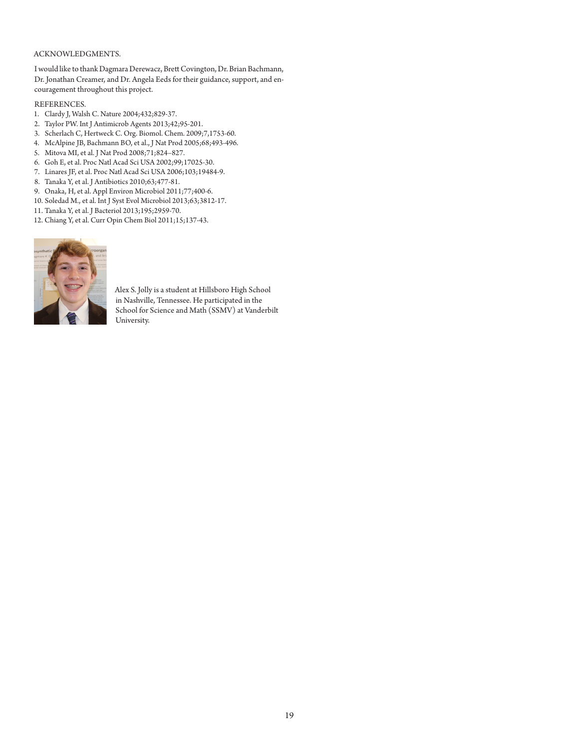ACKNOWLEDGMENTS.

I would like to thank Dagmara Derewacz, Brett Covington, Dr. Brian Bachmann, Dr. Jonathan Creamer, and Dr. Angela Eeds for their guidance, support, and encouragement throughout this project.

REFERENCES.

1. Clardy J, Walsh C. Nature 2004;432;829-37.
2. Taylor PW. Int J Antimicrob Agents 2013;42;95-201.
3. Scherlach C, Hertweck C. Org. Biomol. Chem. 2009;7,1753-60.
4. McAlpine JB, Bachmann BO, et al., J Nat Prod 2005;68;493-496.
5. Mitova MI, et al. J Nat Prod 2008;71;824–827.
6. Goh E, et al. Proc Natl Acad Sci USA 2002;99;17025-30.
7. Linares JF, et al. Proc Natl Acad Sci USA 2006;103;19484-9.
8. Tanaka Y, et al. J Antibiotics 2010;63;477-81.
9. Onaka, H, et al. Appl Environ Microbiol 2011;77;400-6.
10. Soledad M., et al. Int J Syst Evol Microbiol 2013;63;3812-17.
11. Tanaka Y, et al. J Bacteriol 2013;195;2959-70.
12. Chiang Y, et al. Curr Opin Chem Biol 2011;15;137-43.

Alex S. Jolly is a student at Hillsboro High School in Nashville, Tennessee. He participated in the School for Science and Math (SSMV) at Vanderbilt University.